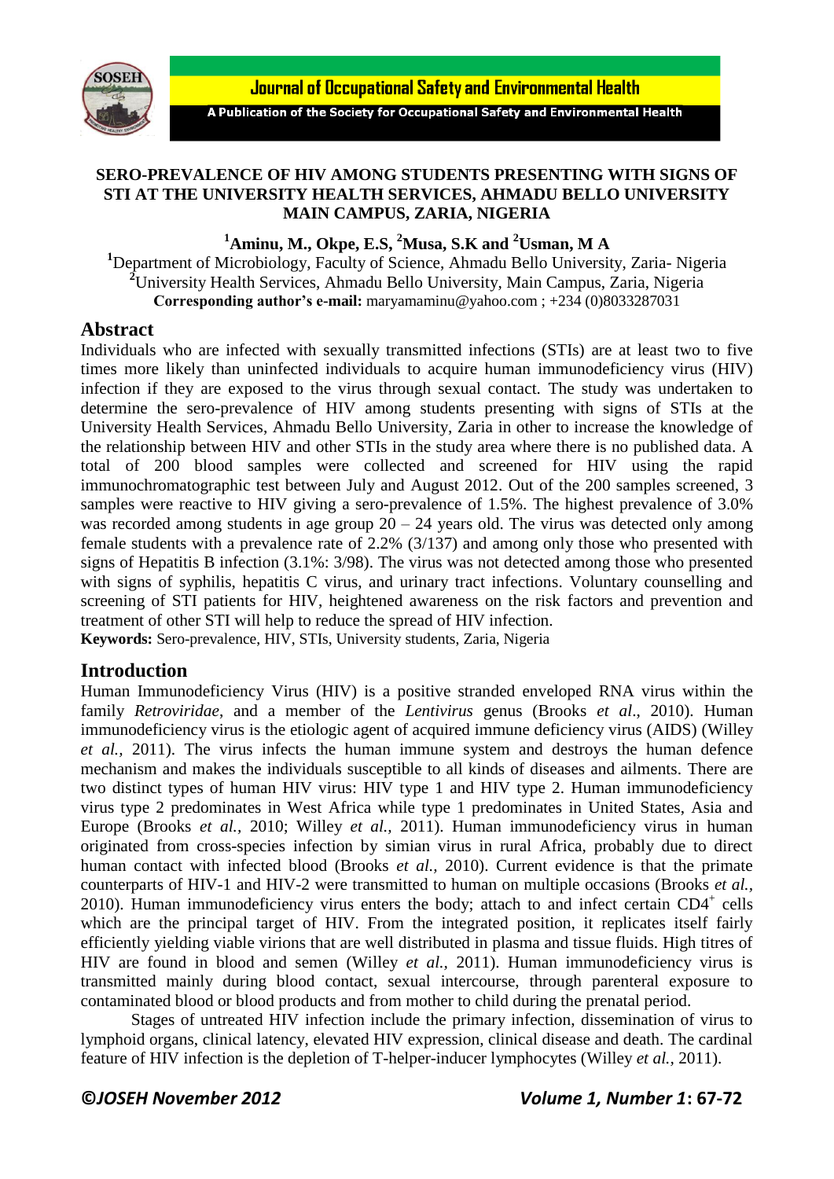# SERO-PREVALENCE OF HIV AMONG STUDENTS PRESENTING WITH SIGNS OF STI AT THE UNIVERSITY HEALTH SERVICES, AHMADU BELLO UNIVERSITY MAIN CAMPUS, ZARIA, NIGERIA

**[1]Aminu, M., Okpe, E.S, [2]Musa, S.K and [2]Usman, M A**

[1]Department of Microbiology, Faculty of Science, Ahmadu Bello University, Zaria- Nigeria
[2]University Health Services, Ahmadu Bello University, Main Campus, Zaria, Nigeria
**Corresponding author's e-mail:** maryamaminu@yahoo.com ; +234 (0)8033287031

## Abstract

Individuals who are infected with sexually transmitted infections (STIs) are at least two to five times more likely than uninfected individuals to acquire human immunodeficiency virus (HIV) infection if they are exposed to the virus through sexual contact. The study was undertaken to determine the sero-prevalence of HIV among students presenting with signs of STIs at the University Health Services, Ahmadu Bello University, Zaria in other to increase the knowledge of the relationship between HIV and other STIs in the study area where there is no published data. A total of 200 blood samples were collected and screened for HIV using the rapid immunochromatographic test between July and August 2012. Out of the 200 samples screened, 3 samples were reactive to HIV giving a sero-prevalence of 1.5%. The highest prevalence of 3.0% was recorded among students in age group 20 – 24 years old. The virus was detected only among female students with a prevalence rate of 2.2% (3/137) and among only those who presented with signs of Hepatitis B infection (3.1%: 3/98). The virus was not detected among those who presented with signs of syphilis, hepatitis C virus, and urinary tract infections. Voluntary counselling and screening of STI patients for HIV, heightened awareness on the risk factors and prevention and treatment of other STI will help to reduce the spread of HIV infection.

**Keywords:** Sero-prevalence, HIV, STIs, University students, Zaria, Nigeria

## Introduction

Human Immunodeficiency Virus (HIV) is a positive stranded enveloped RNA virus within the family *Retroviridae*, and a member of the *Lentivirus* genus (Brooks *et al*., 2010). Human immunodeficiency virus is the etiologic agent of acquired immune deficiency virus (AIDS) (Willey *et al.,* 2011). The virus infects the human immune system and destroys the human defence mechanism and makes the individuals susceptible to all kinds of diseases and ailments. There are two distinct types of human HIV virus: HIV type 1 and HIV type 2. Human immunodeficiency virus type 2 predominates in West Africa while type 1 predominates in United States, Asia and Europe (Brooks *et al.,* 2010; Willey *et al.,* 2011). Human immunodeficiency virus in human originated from cross-species infection by simian virus in rural Africa, probably due to direct human contact with infected blood (Brooks *et al.,* 2010). Current evidence is that the primate counterparts of HIV-1 and HIV-2 were transmitted to human on multiple occasions (Brooks *et al.,* 2010). Human immunodeficiency virus enters the body; attach to and infect certain $CD4^+$ cells which are the principal target of HIV. From the integrated position, it replicates itself fairly efficiently yielding viable virions that are well distributed in plasma and tissue fluids. High titres of HIV are found in blood and semen (Willey *et al.,* 2011). Human immunodeficiency virus is transmitted mainly during blood contact, sexual intercourse, through parenteral exposure to contaminated blood or blood products and from mother to child during the prenatal period.

Stages of untreated HIV infection include the primary infection, dissemination of virus to lymphoid organs, clinical latency, elevated HIV expression, clinical disease and death. The cardinal feature of HIV infection is the depletion of T-helper-inducer lymphocytes (Willey *et al.,* 2011).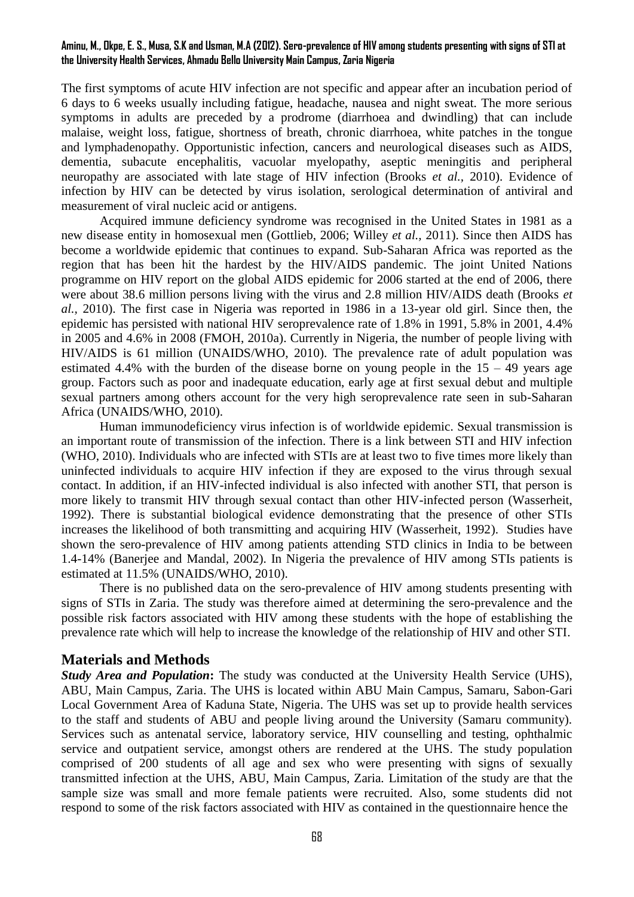The first symptoms of acute HIV infection are not specific and appear after an incubation period of 6 days to 6 weeks usually including fatigue, headache, nausea and night sweat. The more serious symptoms in adults are preceded by a prodrome (diarrhoea and dwindling) that can include malaise, weight loss, fatigue, shortness of breath, chronic diarrhoea, white patches in the tongue and lymphadenopathy. Opportunistic infection, cancers and neurological diseases such as AIDS, dementia, subacute encephalitis, vacuolar myelopathy, aseptic meningitis and peripheral neuropathy are associated with late stage of HIV infection (Brooks *et al.*, 2010). Evidence of infection by HIV can be detected by virus isolation, serological determination of antiviral and measurement of viral nucleic acid or antigens.

Acquired immune deficiency syndrome was recognised in the United States in 1981 as a new disease entity in homosexual men (Gottlieb, 2006; Willey *et al.,* 2011). Since then AIDS has become a worldwide epidemic that continues to expand. Sub-Saharan Africa was reported as the region that has been hit the hardest by the HIV/AIDS pandemic. The joint United Nations programme on HIV report on the global AIDS epidemic for 2006 started at the end of 2006, there were about 38.6 million persons living with the virus and 2.8 million HIV/AIDS death (Brooks *et al.,* 2010). The first case in Nigeria was reported in 1986 in a 13-year old girl. Since then, the epidemic has persisted with national HIV seroprevalence rate of 1.8% in 1991, 5.8% in 2001, 4.4% in 2005 and 4.6% in 2008 (FMOH, 2010a). Currently in Nigeria, the number of people living with HIV/AIDS is 61 million (UNAIDS/WHO, 2010). The prevalence rate of adult population was estimated 4.4% with the burden of the disease borne on young people in the 15 – 49 years age group. Factors such as poor and inadequate education, early age at first sexual debut and multiple sexual partners among others account for the very high seroprevalence rate seen in sub-Saharan Africa (UNAIDS/WHO, 2010).

Human immunodeficiency virus infection is of worldwide epidemic. Sexual transmission is an important route of transmission of the infection. There is a link between STI and HIV infection (WHO, 2010). Individuals who are infected with STIs are at least two to five times more likely than uninfected individuals to acquire HIV infection if they are exposed to the virus through sexual contact. In addition, if an HIV-infected individual is also infected with another STI, that person is more likely to transmit HIV through sexual contact than other HIV-infected person (Wasserheit, 1992). There is substantial biological evidence demonstrating that the presence of other STIs increases the likelihood of both transmitting and acquiring HIV (Wasserheit, 1992). Studies have shown the sero-prevalence of HIV among patients attending STD clinics in India to be between 1.4-14% (Banerjee and Mandal, 2002). In Nigeria the prevalence of HIV among STIs patients is estimated at 11.5% (UNAIDS/WHO, 2010).

There is no published data on the sero-prevalence of HIV among students presenting with signs of STIs in Zaria. The study was therefore aimed at determining the sero-prevalence and the possible risk factors associated with HIV among these students with the hope of establishing the prevalence rate which will help to increase the knowledge of the relationship of HIV and other STI.

## Materials and Methods

***Study Area and Population*:** The study was conducted at the University Health Service (UHS), ABU, Main Campus, Zaria. The UHS is located within ABU Main Campus, Samaru, Sabon-Gari Local Government Area of Kaduna State, Nigeria. The UHS was set up to provide health services to the staff and students of ABU and people living around the University (Samaru community). Services such as antenatal service, laboratory service, HIV counselling and testing, ophthalmic service and outpatient service, amongst others are rendered at the UHS. The study population comprised of 200 students of all age and sex who were presenting with signs of sexually transmitted infection at the UHS, ABU, Main Campus, Zaria. Limitation of the study are that the sample size was small and more female patients were recruited. Also, some students did not respond to some of the risk factors associated with HIV as contained in the questionnaire hence the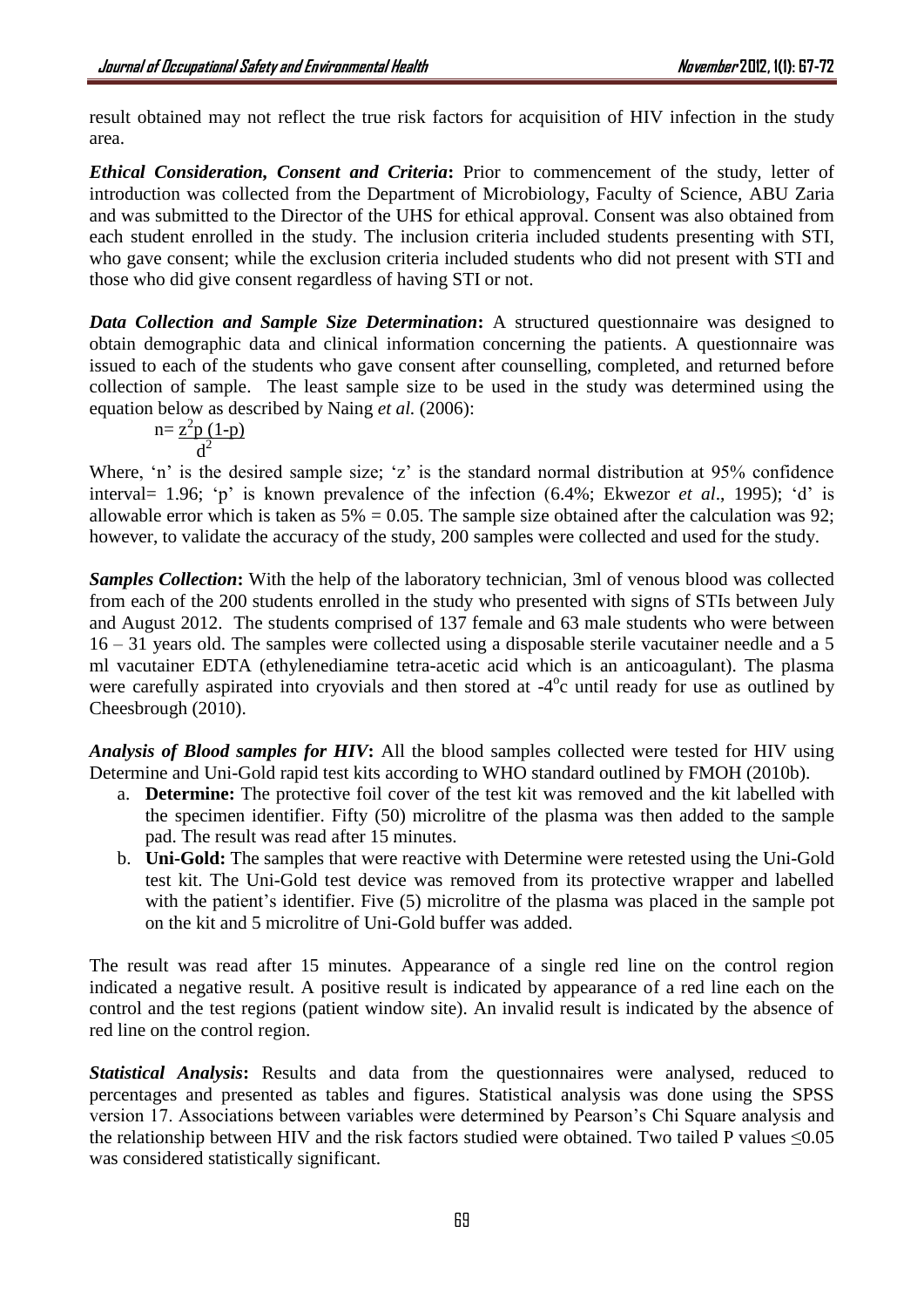result obtained may not reflect the true risk factors for acquisition of HIV infection in the study area.

***Ethical Consideration, Consent and Criteria*:** Prior to commencement of the study, letter of introduction was collected from the Department of Microbiology, Faculty of Science, ABU Zaria and was submitted to the Director of the UHS for ethical approval. Consent was also obtained from each student enrolled in the study. The inclusion criteria included students presenting with STI, who gave consent; while the exclusion criteria included students who did not present with STI and those who did give consent regardless of having STI or not.

***Data Collection and Sample Size Determination*:** A structured questionnaire was designed to obtain demographic data and clinical information concerning the patients. A questionnaire was issued to each of the students who gave consent after counselling, completed, and returned before collection of sample. The least sample size to be used in the study was determined using the equation below as described by Naing *et al.* (2006):

$$n = \frac{z^2 p\,(1-p)}{d^2}$$

Where, 'n' is the desired sample size; 'z' is the standard normal distribution at 95% confidence interval= 1.96; 'p' is known prevalence of the infection (6.4%; Ekwezor *et al*., 1995); 'd' is allowable error which is taken as 5% = 0.05. The sample size obtained after the calculation was 92; however, to validate the accuracy of the study, 200 samples were collected and used for the study.

***Samples Collection*:** With the help of the laboratory technician, 3ml of venous blood was collected from each of the 200 students enrolled in the study who presented with signs of STIs between July and August 2012. The students comprised of 137 female and 63 male students who were between 16 – 31 years old. The samples were collected using a disposable sterile vacutainer needle and a 5 ml vacutainer EDTA (ethylenediamine tetra-acetic acid which is an anticoagulant). The plasma were carefully aspirated into cryovials and then stored at -4$^{o}$c until ready for use as outlined by Cheesbrough (2010).

***Analysis of Blood samples for HIV*:** All the blood samples collected were tested for HIV using Determine and Uni-Gold rapid test kits according to WHO standard outlined by FMOH (2010b).

a. **Determine:** The protective foil cover of the test kit was removed and the kit labelled with the specimen identifier. Fifty (50) microlitre of the plasma was then added to the sample pad. The result was read after 15 minutes.
b. **Uni-Gold:** The samples that were reactive with Determine were retested using the Uni-Gold test kit. The Uni-Gold test device was removed from its protective wrapper and labelled with the patient's identifier. Five (5) microlitre of the plasma was placed in the sample pot on the kit and 5 microlitre of Uni-Gold buffer was added.

The result was read after 15 minutes. Appearance of a single red line on the control region indicated a negative result. A positive result is indicated by appearance of a red line each on the control and the test regions (patient window site). An invalid result is indicated by the absence of red line on the control region.

***Statistical Analysis*:** Results and data from the questionnaires were analysed, reduced to percentages and presented as tables and figures. Statistical analysis was done using the SPSS version 17. Associations between variables were determined by Pearson's Chi Square analysis and the relationship between HIV and the risk factors studied were obtained. Two tailed P values ≤0.05 was considered statistically significant.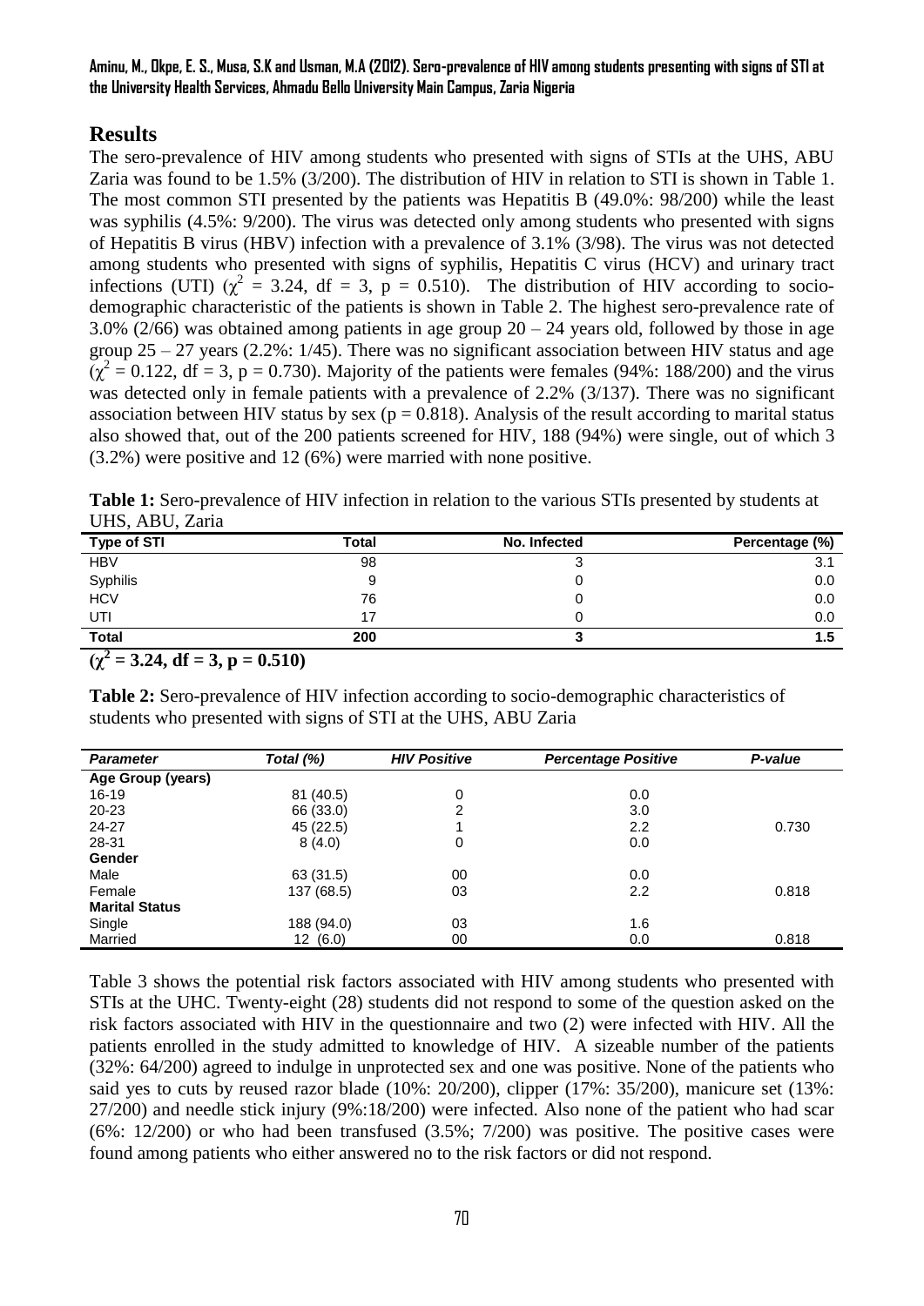## Results

The sero-prevalence of HIV among students who presented with signs of STIs at the UHS, ABU Zaria was found to be 1.5% (3/200). The distribution of HIV in relation to STI is shown in Table 1. The most common STI presented by the patients was Hepatitis B (49.0%: 98/200) while the least was syphilis (4.5%: 9/200). The virus was detected only among students who presented with signs of Hepatitis B virus (HBV) infection with a prevalence of 3.1% (3/98). The virus was not detected among students who presented with signs of syphilis, Hepatitis C virus (HCV) and urinary tract infections (UTI) ($\chi^2 = 3.24$, df = 3, p = 0.510). The distribution of HIV according to socio-demographic characteristic of the patients is shown in Table 2. The highest sero-prevalence rate of 3.0% (2/66) was obtained among patients in age group 20 – 24 years old, followed by those in age group 25 – 27 years (2.2%: 1/45). There was no significant association between HIV status and age ($\chi^2 = 0.122$, df = 3, p = 0.730). Majority of the patients were females (94%: 188/200) and the virus was detected only in female patients with a prevalence of 2.2% (3/137). There was no significant association between HIV status by sex (p = 0.818). Analysis of the result according to marital status also showed that, out of the 200 patients screened for HIV, 188 (94%) were single, out of which 3 (3.2%) were positive and 12 (6%) were married with none positive.

**Table 1:** Sero-prevalence of HIV infection in relation to the various STIs presented by students at UHS, ABU, Zaria

| Type of STI | Total | No. Infected | Percentage (%) |
|---|---|---|---|
| HBV | 98 | 3 | 3.1 |
| Syphilis | 9 | 0 | 0.0 |
| HCV | 76 | 0 | 0.0 |
| UTI | 17 | 0 | 0.0 |
| **Total** | **200** | **3** | **1.5** |

**($\chi^2 = 3.24$, df = 3, p = 0.510)**

**Table 2:** Sero-prevalence of HIV infection according to socio-demographic characteristics of students who presented with signs of STI at the UHS, ABU Zaria

| *Parameter* | *Total (%)* | *HIV Positive* | *Percentage Positive* | *P-value* |
|---|---|---|---|---|
| **Age Group (years)** | | | | |
| 16-19 | 81 (40.5) | 0 | 0.0 | |
| 20-23 | 66 (33.0) | 2 | 3.0 | |
| 24-27 | 45 (22.5) | 1 | 2.2 | 0.730 |
| 28-31 | 8 (4.0) | 0 | 0.0 | |
| **Gender** | | | | |
| Male | 63 (31.5) | 00 | 0.0 | |
| Female | 137 (68.5) | 03 | 2.2 | 0.818 |
| **Marital Status** | | | | |
| Single | 188 (94.0) | 03 | 1.6 | |
| Married | 12 (6.0) | 00 | 0.0 | 0.818 |

Table 3 shows the potential risk factors associated with HIV among students who presented with STIs at the UHC. Twenty-eight (28) students did not respond to some of the question asked on the risk factors associated with HIV in the questionnaire and two (2) were infected with HIV. All the patients enrolled in the study admitted to knowledge of HIV. A sizeable number of the patients (32%: 64/200) agreed to indulge in unprotected sex and one was positive. None of the patients who said yes to cuts by reused razor blade (10%: 20/200), clipper (17%: 35/200), manicure set (13%: 27/200) and needle stick injury (9%:18/200) were infected. Also none of the patient who had scar (6%: 12/200) or who had been transfused (3.5%; 7/200) was positive. The positive cases were found among patients who either answered no to the risk factors or did not respond.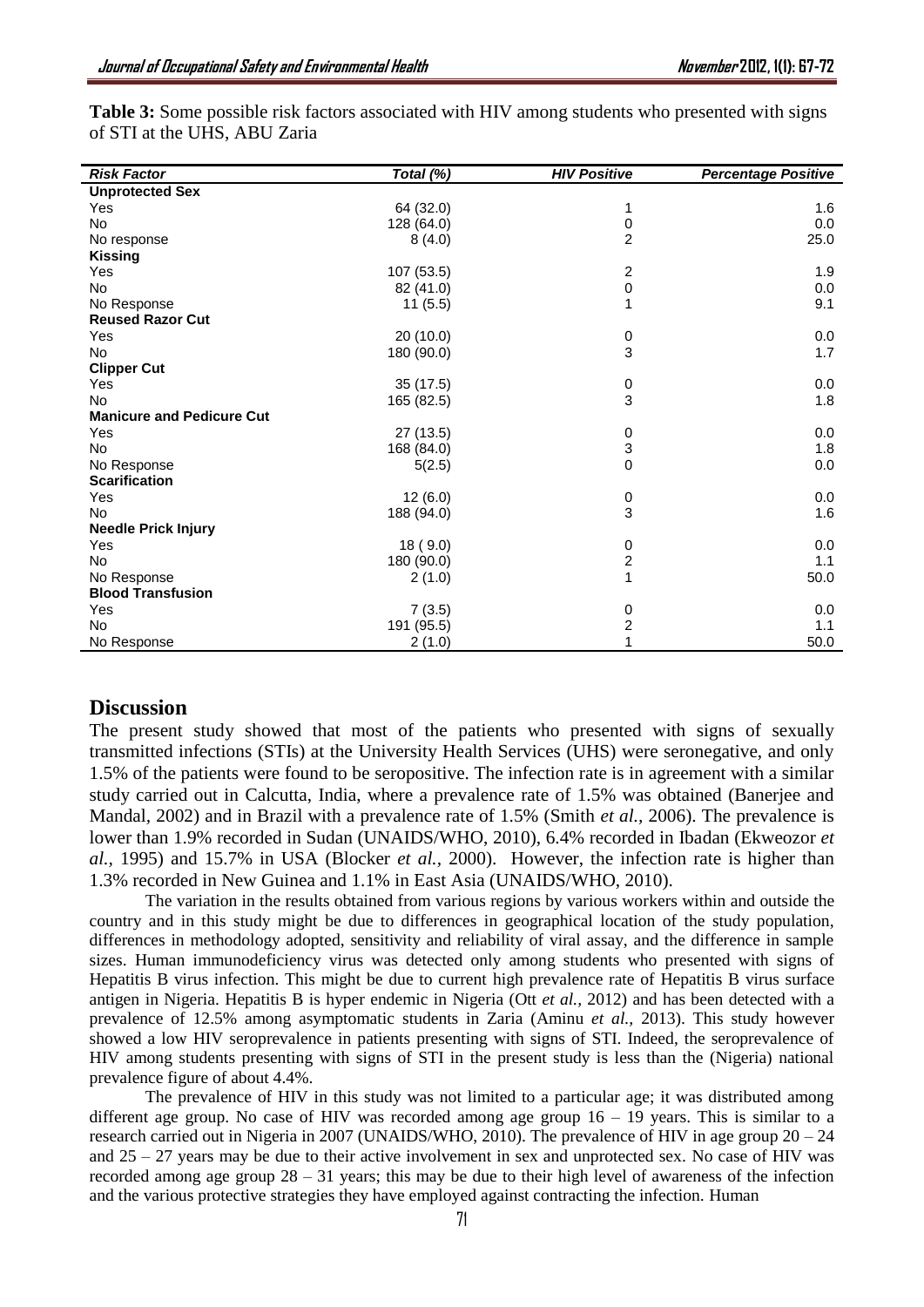**Table 3:** Some possible risk factors associated with HIV among students who presented with signs of STI at the UHS, ABU Zaria

| *Risk Factor* | *Total (%)* | *HIV Positive* | *Percentage Positive* |
|---|---|---|---|
| **Unprotected Sex** | | | |
| Yes | 64 (32.0) | 1 | 1.6 |
| No | 128 (64.0) | 0 | 0.0 |
| No response | 8 (4.0) | 2 | 25.0 |
| **Kissing** | | | |
| Yes | 107 (53.5) | 2 | 1.9 |
| No | 82 (41.0) | 0 | 0.0 |
| No Response | 11 (5.5) | 1 | 9.1 |
| **Reused Razor Cut** | | | |
| Yes | 20 (10.0) | 0 | 0.0 |
| No | 180 (90.0) | 3 | 1.7 |
| **Clipper Cut** | | | |
| Yes | 35 (17.5) | 0 | 0.0 |
| No | 165 (82.5) | 3 | 1.8 |
| **Manicure and Pedicure Cut** | | | |
| Yes | 27 (13.5) | 0 | 0.0 |
| No | 168 (84.0) | 3 | 1.8 |
| No Response | 5(2.5) | 0 | 0.0 |
| **Scarification** | | | |
| Yes | 12 (6.0) | 0 | 0.0 |
| No | 188 (94.0) | 3 | 1.6 |
| **Needle Prick Injury** | | | |
| Yes | 18 ( 9.0) | 0 | 0.0 |
| No | 180 (90.0) | 2 | 1.1 |
| No Response | 2 (1.0) | 1 | 50.0 |
| **Blood Transfusion** | | | |
| Yes | 7 (3.5) | 0 | 0.0 |
| No | 191 (95.5) | 2 | 1.1 |
| No Response | 2 (1.0) | 1 | 50.0 |

## Discussion

The present study showed that most of the patients who presented with signs of sexually transmitted infections (STIs) at the University Health Services (UHS) were seronegative, and only 1.5% of the patients were found to be seropositive. The infection rate is in agreement with a similar study carried out in Calcutta, India, where a prevalence rate of 1.5% was obtained (Banerjee and Mandal, 2002) and in Brazil with a prevalence rate of 1.5% (Smith *et al.,* 2006). The prevalence is lower than 1.9% recorded in Sudan (UNAIDS/WHO, 2010), 6.4% recorded in Ibadan (Ekweozor *et al.,* 1995) and 15.7% in USA (Blocker *et al.,* 2000). However, the infection rate is higher than 1.3% recorded in New Guinea and 1.1% in East Asia (UNAIDS/WHO, 2010).

The variation in the results obtained from various regions by various workers within and outside the country and in this study might be due to differences in geographical location of the study population, differences in methodology adopted, sensitivity and reliability of viral assay, and the difference in sample sizes. Human immunodeficiency virus was detected only among students who presented with signs of Hepatitis B virus infection. This might be due to current high prevalence rate of Hepatitis B virus surface antigen in Nigeria. Hepatitis B is hyper endemic in Nigeria (Ott *et al.,* 2012) and has been detected with a prevalence of 12.5% among asymptomatic students in Zaria (Aminu *et al.,* 2013). This study however showed a low HIV seroprevalence in patients presenting with signs of STI. Indeed, the seroprevalence of HIV among students presenting with signs of STI in the present study is less than the (Nigeria) national prevalence figure of about 4.4%.

The prevalence of HIV in this study was not limited to a particular age; it was distributed among different age group. No case of HIV was recorded among age group 16 – 19 years. This is similar to a research carried out in Nigeria in 2007 (UNAIDS/WHO, 2010). The prevalence of HIV in age group 20 – 24 and 25 – 27 years may be due to their active involvement in sex and unprotected sex. No case of HIV was recorded among age group 28 – 31 years; this may be due to their high level of awareness of the infection and the various protective strategies they have employed against contracting the infection. Human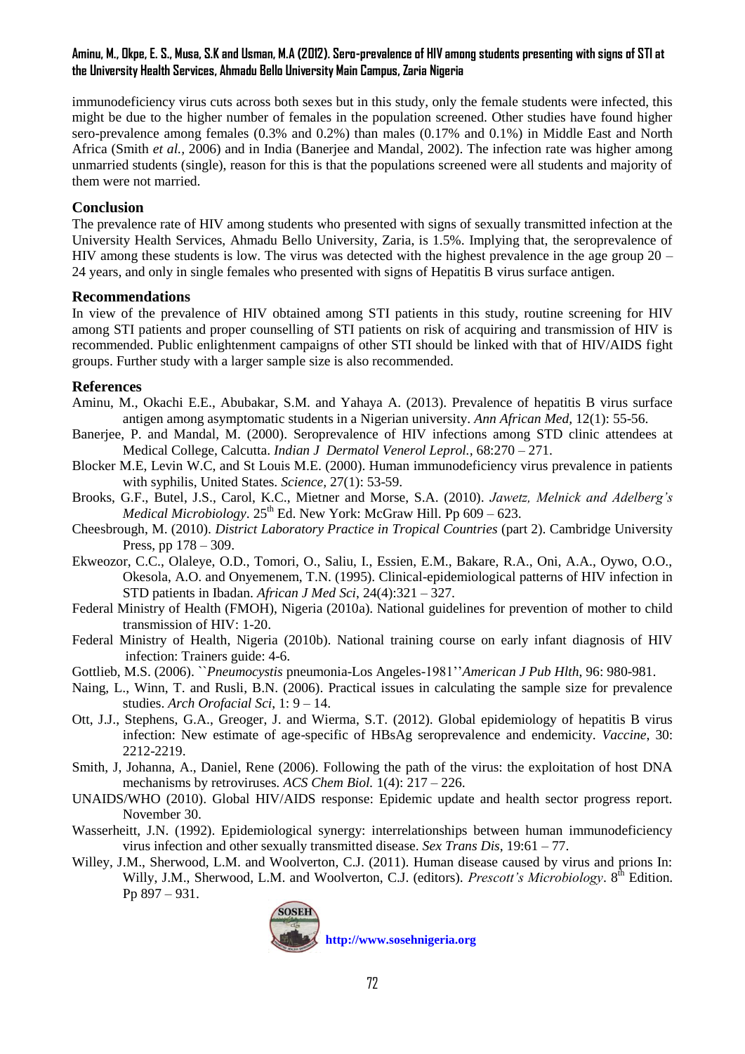immunodeficiency virus cuts across both sexes but in this study, only the female students were infected, this might be due to the higher number of females in the population screened. Other studies have found higher sero-prevalence among females (0.3% and 0.2%) than males (0.17% and 0.1%) in Middle East and North Africa (Smith *et al.,* 2006) and in India (Banerjee and Mandal, 2002). The infection rate was higher among unmarried students (single), reason for this is that the populations screened were all students and majority of them were not married.

## Conclusion

The prevalence rate of HIV among students who presented with signs of sexually transmitted infection at the University Health Services, Ahmadu Bello University, Zaria, is 1.5%. Implying that, the seroprevalence of HIV among these students is low. The virus was detected with the highest prevalence in the age group 20 – 24 years, and only in single females who presented with signs of Hepatitis B virus surface antigen.

## Recommendations

In view of the prevalence of HIV obtained among STI patients in this study, routine screening for HIV among STI patients and proper counselling of STI patients on risk of acquiring and transmission of HIV is recommended. Public enlightenment campaigns of other STI should be linked with that of HIV/AIDS fight groups. Further study with a larger sample size is also recommended.

## References

Aminu, M., Okachi E.E., Abubakar, S.M. and Yahaya A. (2013). Prevalence of hepatitis B virus surface antigen among asymptomatic students in a Nigerian university. *Ann African Med,* 12(1): 55-56.

Banerjee, P. and Mandal, M. (2000). Seroprevalence of HIV infections among STD clinic attendees at Medical College, Calcutta. *Indian J Dermatol Venerol Leprol.,* 68:270 – 271.

Blocker M.E, Levin W.C, and St Louis M.E. (2000). Human immunodeficiency virus prevalence in patients with syphilis, United States. *Science,* 27(1): 53-59.

Brooks, G.F., Butel, J.S., Carol, K.C., Mietner and Morse, S.A. (2010). *Jawetz, Melnick and Adelberg's Medical Microbiology*. 25th Ed. New York: McGraw Hill. Pp 609 – 623.

Cheesbrough, M. (2010). *District Laboratory Practice in Tropical Countries* (part 2). Cambridge University Press, pp 178 – 309.

Ekweozor, C.C., Olaleye, O.D., Tomori, O., Saliu, I., Essien, E.M., Bakare, R.A., Oni, A.A., Oywo, O.O., Okesola, A.O. and Onyemenem, T.N. (1995). Clinical-epidemiological patterns of HIV infection in STD patients in Ibadan. *African J Med Sci*, 24(4):321 – 327.

Federal Ministry of Health (FMOH), Nigeria (2010a). National guidelines for prevention of mother to child transmission of HIV: 1-20.

Federal Ministry of Health, Nigeria (2010b). National training course on early infant diagnosis of HIV infection: Trainers guide: 4-6.

Gottlieb, M.S. (2006). ``*Pneumocystis* pneumonia-Los Angeles-1981''*American J Pub Hlth*, 96: 980-981.

Naing, L., Winn, T. and Rusli, B.N. (2006). Practical issues in calculating the sample size for prevalence studies. *Arch Orofacial Sci*, 1: 9 – 14.

Ott, J.J., Stephens, G.A., Greoger, J. and Wierma, S.T. (2012). Global epidemiology of hepatitis B virus infection: New estimate of age-specific of HBsAg seroprevalence and endemicity. *Vaccine*, 30: 2212-2219.

Smith, J, Johanna, A., Daniel, Rene (2006). Following the path of the virus: the exploitation of host DNA mechanisms by retroviruses. *ACS Chem Biol.* 1(4): 217 – 226.

UNAIDS/WHO (2010). Global HIV/AIDS response: Epidemic update and health sector progress report. November 30.

Wasserheitt, J.N. (1992). Epidemiological synergy: interrelationships between human immunodeficiency virus infection and other sexually transmitted disease. *Sex Trans Dis*, 19:61 – 77.

Willey, J.M., Sherwood, L.M. and Woolverton, C.J. (2011). Human disease caused by virus and prions In: Willy, J.M., Sherwood, L.M. and Woolverton, C.J. (editors). *Prescott's Microbiology*. 8th Edition. Pp 897 – 931.